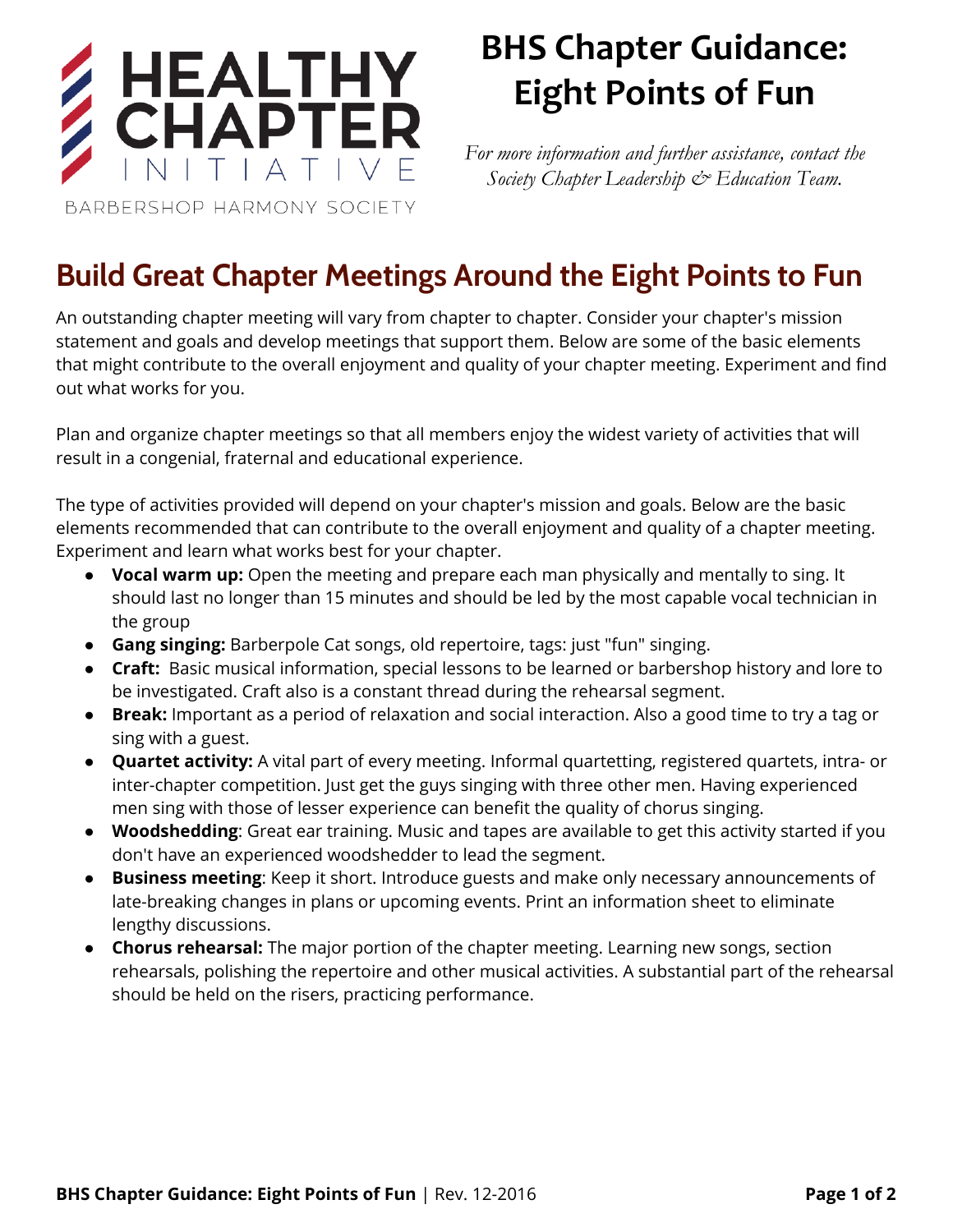HEALTHY CHAPTER INITIATIVE

BARBERSHOP HARMONY SOCIETY

# BHS Chapter Guidance: Eight Points of Fun

*For more information and further assistance, contact the Society Chapter Leadership & Education Team.*

## Build Great Chapter Meetings Around the Eight Points to Fun

An outstanding chapter meeting will vary from chapter to chapter. Consider your chapter's mission statement and goals and develop meetings that support them. Below are some of the basic elements that might contribute to the overall enjoyment and quality of your chapter meeting. Experiment and find out what works for you.

Plan and organize chapter meetings so that all members enjoy the widest variety of activities that will result in a congenial, fraternal and educational experience.

The type of activities provided will depend on your chapter's mission and goals. Below are the basic elements recommended that can contribute to the overall enjoyment and quality of a chapter meeting. Experiment and learn what works best for your chapter.

- **Vocal warm up:** Open the meeting and prepare each man physically and mentally to sing. It should last no longer than 15 minutes and should be led by the most capable vocal technician in the group
- **Gang singing:** Barberpole Cat songs, old repertoire, tags: just "fun" singing.
- **Craft:** Basic musical information, special lessons to be learned or barbershop history and lore to be investigated. Craft also is a constant thread during the rehearsal segment.
- **Break:** Important as a period of relaxation and social interaction. Also a good time to try a tag or sing with a guest.
- **Quartet activity:** A vital part of every meeting. Informal quartetting, registered quartets, intra- or inter-chapter competition. Just get the guys singing with three other men. Having experienced men sing with those of lesser experience can benefit the quality of chorus singing.
- **Woodshedding**: Great ear training. Music and tapes are available to get this activity started if you don't have an experienced woodshedder to lead the segment.
- **Business meeting**: Keep it short. Introduce guests and make only necessary announcements of late-breaking changes in plans or upcoming events. Print an information sheet to eliminate lengthy discussions.
- **Chorus rehearsal:** The major portion of the chapter meeting. Learning new songs, section rehearsals, polishing the repertoire and other musical activities. A substantial part of the rehearsal should be held on the risers, practicing performance.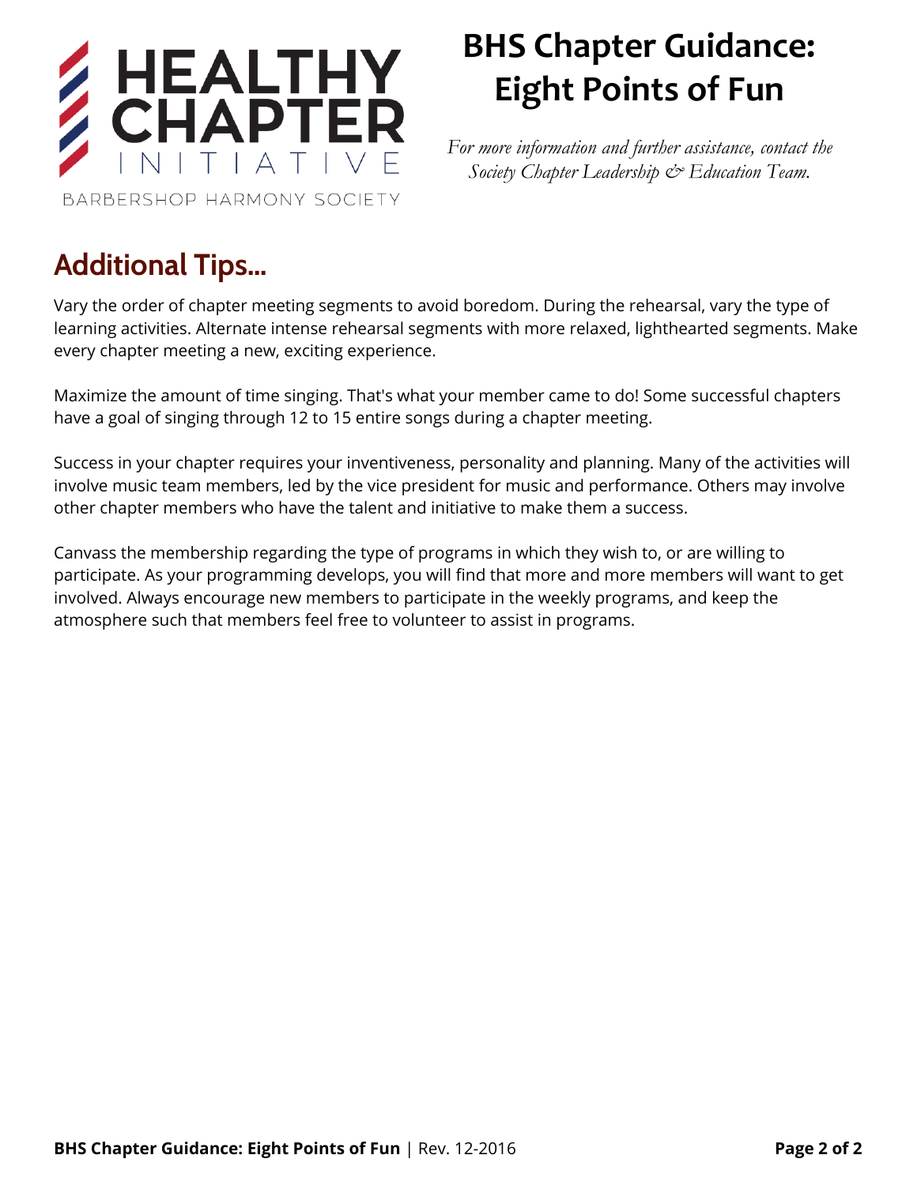HEALTHY CHAPTER INITIATIVE

BARBERSHOP HARMONY SOCIETY

# BHS Chapter Guidance: Eight Points of Fun

*For more information and further assistance, contact the Society Chapter Leadership & Education Team.*

## Additional Tips...

Vary the order of chapter meeting segments to avoid boredom. During the rehearsal, vary the type of learning activities. Alternate intense rehearsal segments with more relaxed, lighthearted segments. Make every chapter meeting a new, exciting experience.

Maximize the amount of time singing. That's what your member came to do! Some successful chapters have a goal of singing through 12 to 15 entire songs during a chapter meeting.

Success in your chapter requires your inventiveness, personality and planning. Many of the activities will involve music team members, led by the vice president for music and performance. Others may involve other chapter members who have the talent and initiative to make them a success.

Canvass the membership regarding the type of programs in which they wish to, or are willing to participate. As your programming develops, you will find that more and more members will want to get involved. Always encourage new members to participate in the weekly programs, and keep the atmosphere such that members feel free to volunteer to assist in programs.